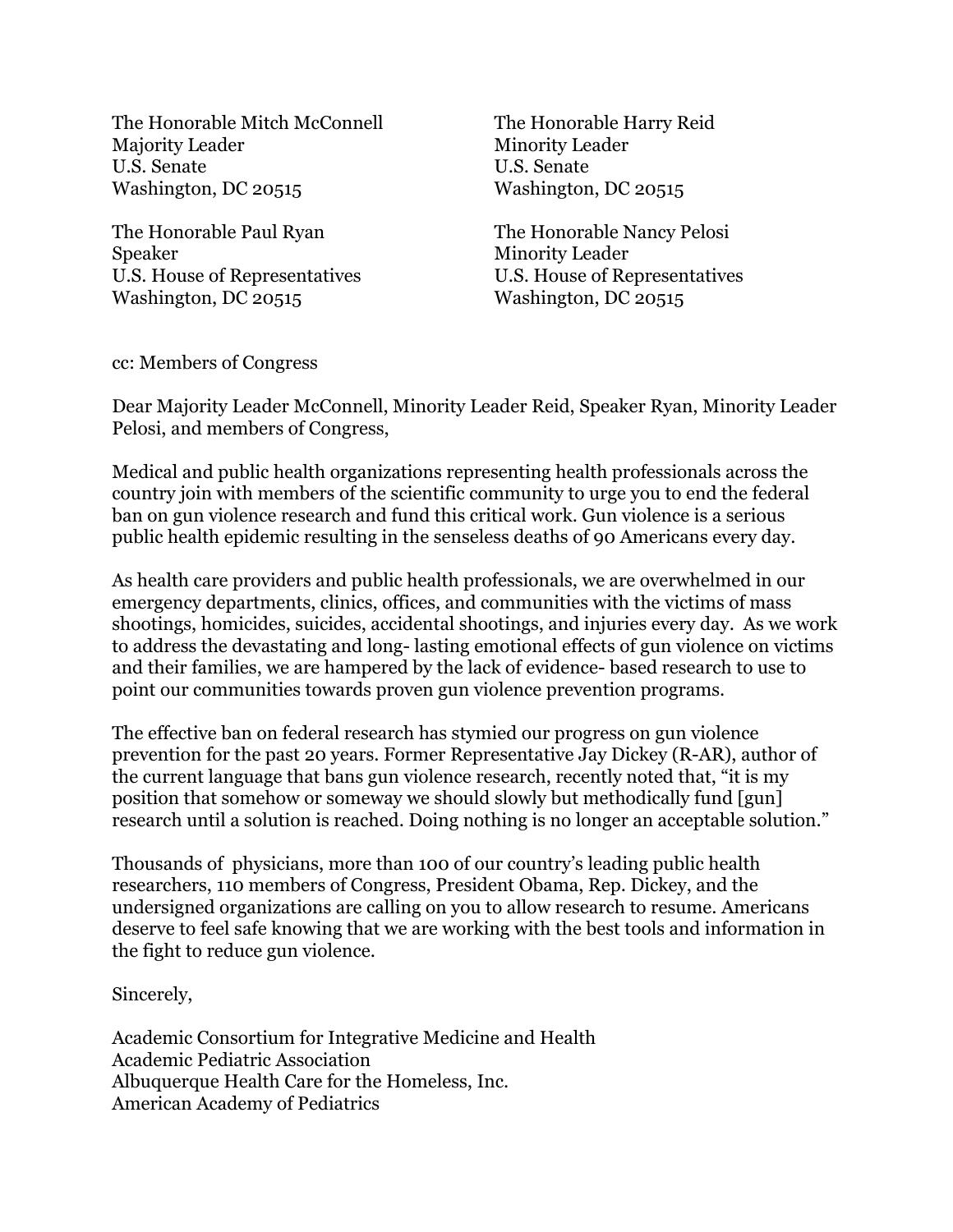The Honorable Mitch McConnell
Majority Leader
U.S. Senate
Washington, DC 20515

The Honorable Harry Reid
Minority Leader
U.S. Senate
Washington, DC 20515

The Honorable Paul Ryan
Speaker
U.S. House of Representatives
Washington, DC 20515

The Honorable Nancy Pelosi
Minority Leader
U.S. House of Representatives
Washington, DC 20515

cc: Members of Congress

Dear Majority Leader McConnell, Minority Leader Reid, Speaker Ryan, Minority Leader Pelosi, and members of Congress,

Medical and public health organizations representing health professionals across the country join with members of the scientific community to urge you to end the federal ban on gun violence research and fund this critical work. Gun violence is a serious public health epidemic resulting in the senseless deaths of 90 Americans every day.

As health care providers and public health professionals, we are overwhelmed in our emergency departments, clinics, offices, and communities with the victims of mass shootings, homicides, suicides, accidental shootings, and injuries every day. As we work to address the devastating and long- lasting emotional effects of gun violence on victims and their families, we are hampered by the lack of evidence- based research to use to point our communities towards proven gun violence prevention programs.

The effective ban on federal research has stymied our progress on gun violence prevention for the past 20 years. Former Representative Jay Dickey (R-AR), author of the current language that bans gun violence research, recently noted that, "it is my position that somehow or someway we should slowly but methodically fund [gun] research until a solution is reached. Doing nothing is no longer an acceptable solution."

Thousands of physicians, more than 100 of our country's leading public health researchers, 110 members of Congress, President Obama, Rep. Dickey, and the undersigned organizations are calling on you to allow research to resume. Americans deserve to feel safe knowing that we are working with the best tools and information in the fight to reduce gun violence.

Sincerely,

Academic Consortium for Integrative Medicine and Health
Academic Pediatric Association
Albuquerque Health Care for the Homeless, Inc.
American Academy of Pediatrics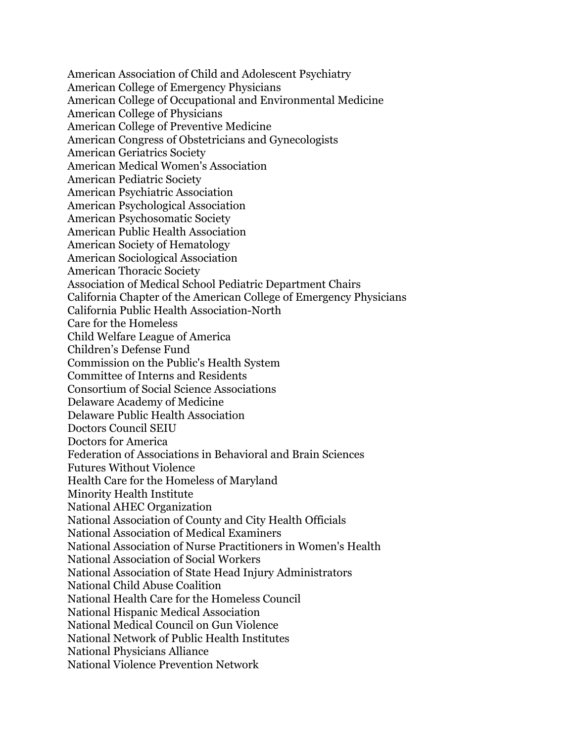American Association of Child and Adolescent Psychiatry
American College of Emergency Physicians
American College of Occupational and Environmental Medicine
American College of Physicians
American College of Preventive Medicine
American Congress of Obstetricians and Gynecologists
American Geriatrics Society
American Medical Women's Association
American Pediatric Society
American Psychiatric Association
American Psychological Association
American Psychosomatic Society
American Public Health Association
American Society of Hematology
American Sociological Association
American Thoracic Society
Association of Medical School Pediatric Department Chairs
California Chapter of the American College of Emergency Physicians
California Public Health Association-North
Care for the Homeless
Child Welfare League of America
Children's Defense Fund
Commission on the Public's Health System
Committee of Interns and Residents
Consortium of Social Science Associations
Delaware Academy of Medicine
Delaware Public Health Association
Doctors Council SEIU
Doctors for America
Federation of Associations in Behavioral and Brain Sciences
Futures Without Violence
Health Care for the Homeless of Maryland
Minority Health Institute
National AHEC Organization
National Association of County and City Health Officials
National Association of Medical Examiners
National Association of Nurse Practitioners in Women's Health
National Association of Social Workers
National Association of State Head Injury Administrators
National Child Abuse Coalition
National Health Care for the Homeless Council
National Hispanic Medical Association
National Medical Council on Gun Violence
National Network of Public Health Institutes
National Physicians Alliance
National Violence Prevention Network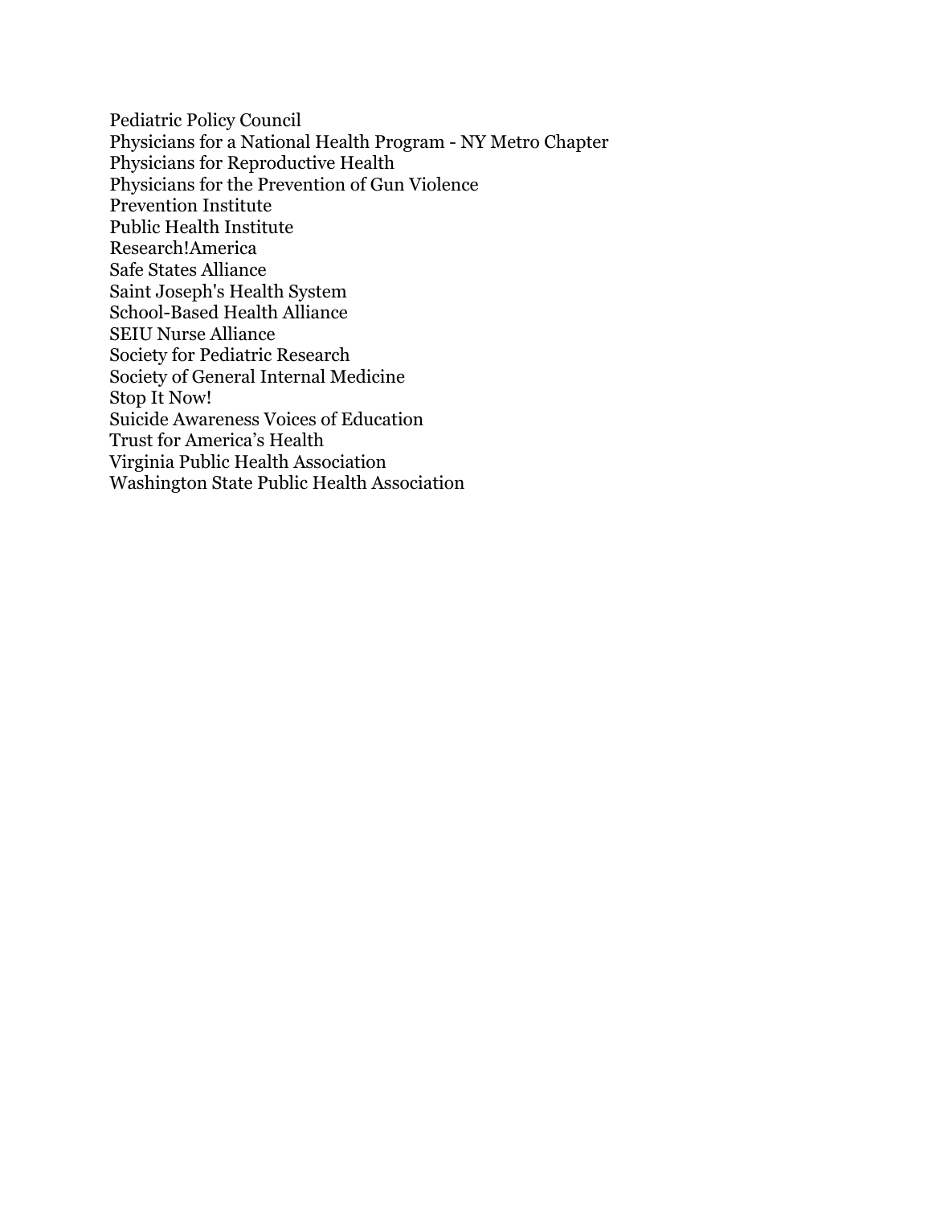Pediatric Policy Council
Physicians for a National Health Program - NY Metro Chapter
Physicians for Reproductive Health
Physicians for the Prevention of Gun Violence
Prevention Institute
Public Health Institute
Research!America
Safe States Alliance
Saint Joseph's Health System
School-Based Health Alliance
SEIU Nurse Alliance
Society for Pediatric Research
Society of General Internal Medicine
Stop It Now!
Suicide Awareness Voices of Education
Trust for America's Health
Virginia Public Health Association
Washington State Public Health Association